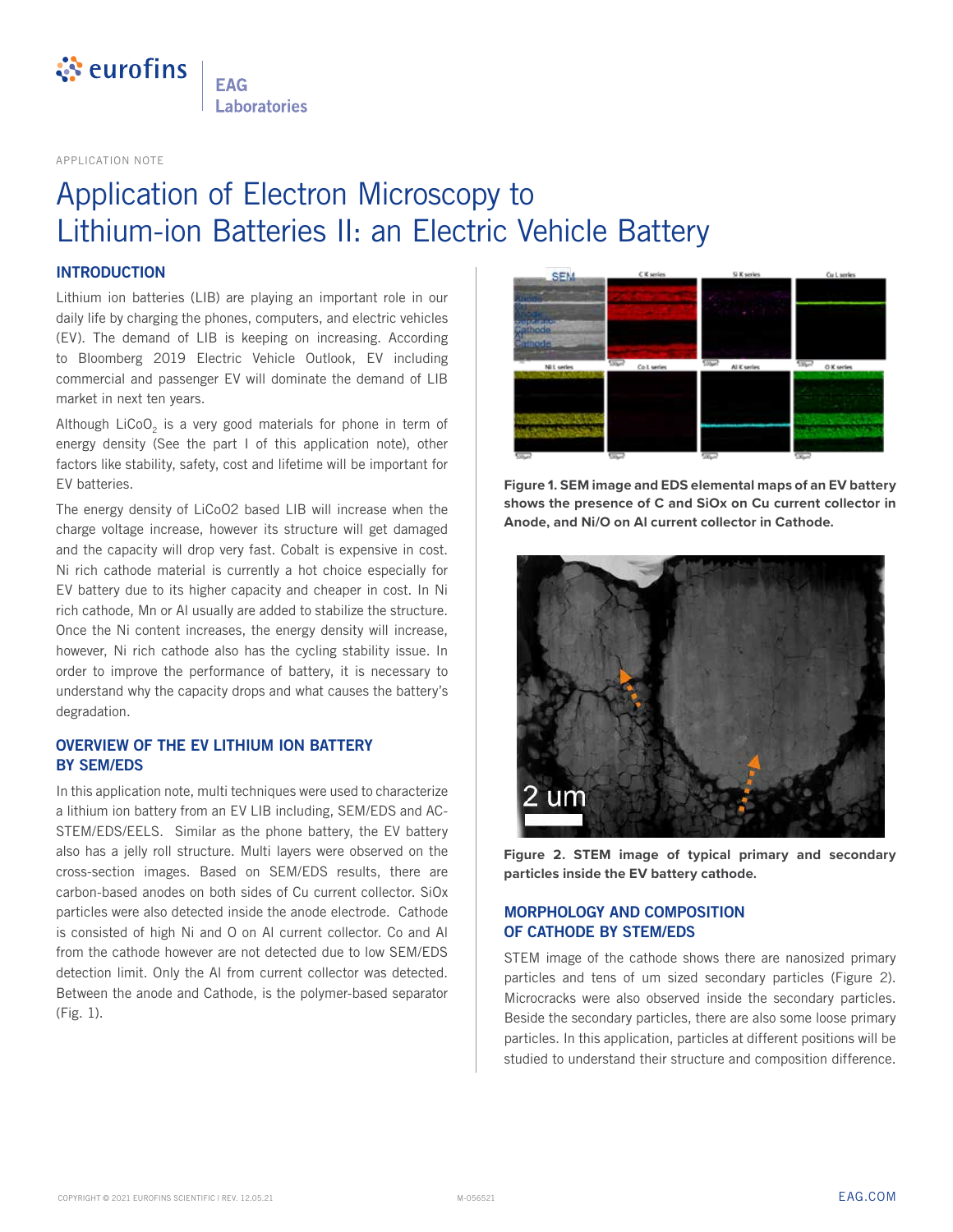APPLICATION NOTE

# Application of Electron Microscopy to Lithium-ion Batteries II: an Electric Vehicle Battery

## INTRODUCTION

Lithium ion batteries (LIB) are playing an important role in our daily life by charging the phones, computers, and electric vehicles (EV). The demand of LIB is keeping on increasing. According to Bloomberg 2019 Electric Vehicle Outlook, EV including commercial and passenger EV will dominate the demand of LIB market in next ten years.

Although $LiCoO_2$ is a very good materials for phone in term of energy density (See the part I of this application note), other factors like stability, safety, cost and lifetime will be important for EV batteries.

The energy density of LiCoO2 based LIB will increase when the charge voltage increase, however its structure will get damaged and the capacity will drop very fast. Cobalt is expensive in cost. Ni rich cathode material is currently a hot choice especially for EV battery due to its higher capacity and cheaper in cost. In Ni rich cathode, Mn or Al usually are added to stabilize the structure. Once the Ni content increases, the energy density will increase, however, Ni rich cathode also has the cycling stability issue. In order to improve the performance of battery, it is necessary to understand why the capacity drops and what causes the battery's degradation.

## OVERVIEW OF THE EV LITHIUM ION BATTERY BY SEM/EDS

In this application note, multi techniques were used to characterize a lithium ion battery from an EV LIB including, SEM/EDS and AC-STEM/EDS/EELS. Similar as the phone battery, the EV battery also has a jelly roll structure. Multi layers were observed on the cross-section images. Based on SEM/EDS results, there are carbon-based anodes on both sides of Cu current collector. SiOx particles were also detected inside the anode electrode. Cathode is consisted of high Ni and O on Al current collector. Co and Al from the cathode however are not detected due to low SEM/EDS detection limit. Only the Al from current collector was detected. Between the anode and Cathode, is the polymer-based separator (Fig. 1).

**Figure 1. SEM image and EDS elemental maps of an EV battery shows the presence of C and SiOx on Cu current collector in Anode, and Ni/O on Al current collector in Cathode.**

**Figure 2. STEM image of typical primary and secondary particles inside the EV battery cathode.**

## MORPHOLOGY AND COMPOSITION OF CATHODE BY STEM/EDS

STEM image of the cathode shows there are nanosized primary particles and tens of um sized secondary particles (Figure 2). Microcracks were also observed inside the secondary particles. Beside the secondary particles, there are also some loose primary particles. In this application, particles at different positions will be studied to understand their structure and composition difference.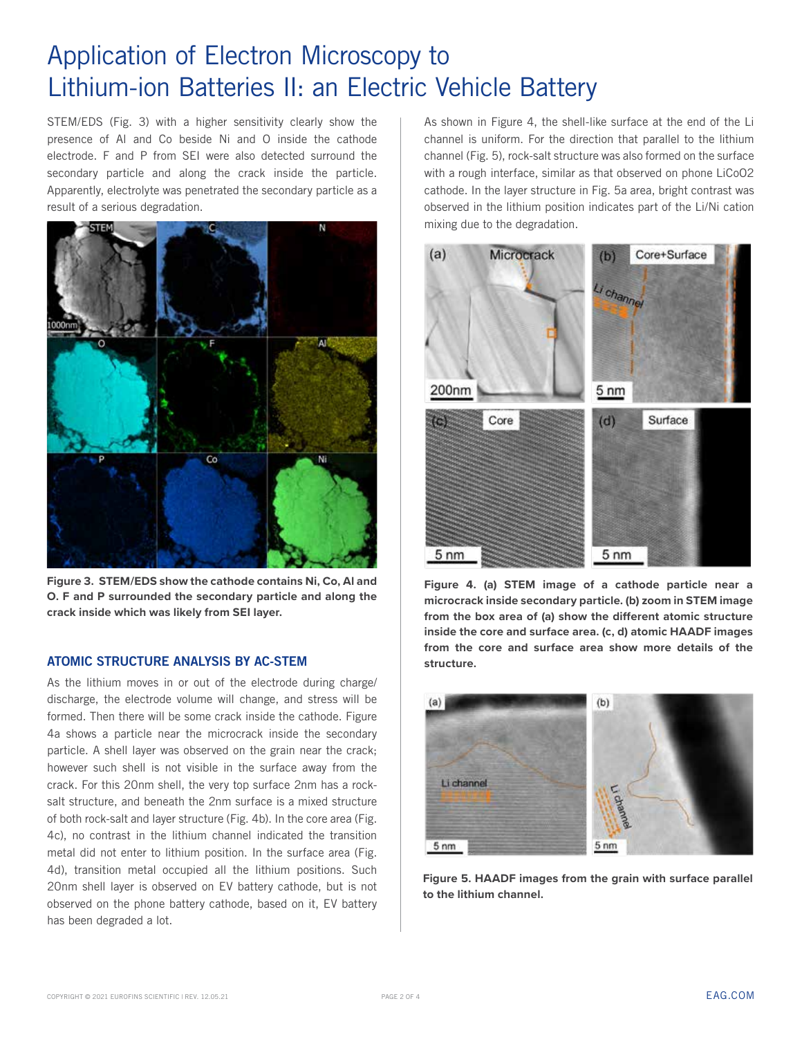# Application of Electron Microscopy to Lithium-ion Batteries II: an Electric Vehicle Battery

STEM/EDS (Fig. 3) with a higher sensitivity clearly show the presence of Al and Co beside Ni and O inside the cathode electrode. F and P from SEI were also detected surround the secondary particle and along the crack inside the particle. Apparently, electrolyte was penetrated the secondary particle as a result of a serious degradation.

**Figure 3. STEM/EDS show the cathode contains Ni, Co, Al and O. F and P surrounded the secondary particle and along the crack inside which was likely from SEI layer.**

## ATOMIC STRUCTURE ANALYSIS BY AC-STEM

As the lithium moves in or out of the electrode during charge/discharge, the electrode volume will change, and stress will be formed. Then there will be some crack inside the cathode. Figure 4a shows a particle near the microcrack inside the secondary particle. A shell layer was observed on the grain near the crack; however such shell is not visible in the surface away from the crack. For this 20nm shell, the very top surface 2nm has a rock-salt structure, and beneath the 2nm surface is a mixed structure of both rock-salt and layer structure (Fig. 4b). In the core area (Fig. 4c), no contrast in the lithium channel indicated the transition metal did not enter to lithium position. In the surface area (Fig. 4d), transition metal occupied all the lithium positions. Such 20nm shell layer is observed on EV battery cathode, but is not observed on the phone battery cathode, based on it, EV battery has been degraded a lot.

As shown in Figure 4, the shell-like surface at the end of the Li channel is uniform. For the direction that parallel to the lithium channel (Fig. 5), rock-salt structure was also formed on the surface with a rough interface, similar as that observed on phone LiCoO2 cathode. In the layer structure in Fig. 5a area, bright contrast was observed in the lithium position indicates part of the Li/Ni cation mixing due to the degradation.

**Figure 4. (a) STEM image of a cathode particle near a microcrack inside secondary particle. (b) zoom in STEM image from the box area of (a) show the different atomic structure inside the core and surface area. (c, d) atomic HAADF images from the core and surface area show more details of the structure.**

**Figure 5. HAADF images from the grain with surface parallel to the lithium channel.**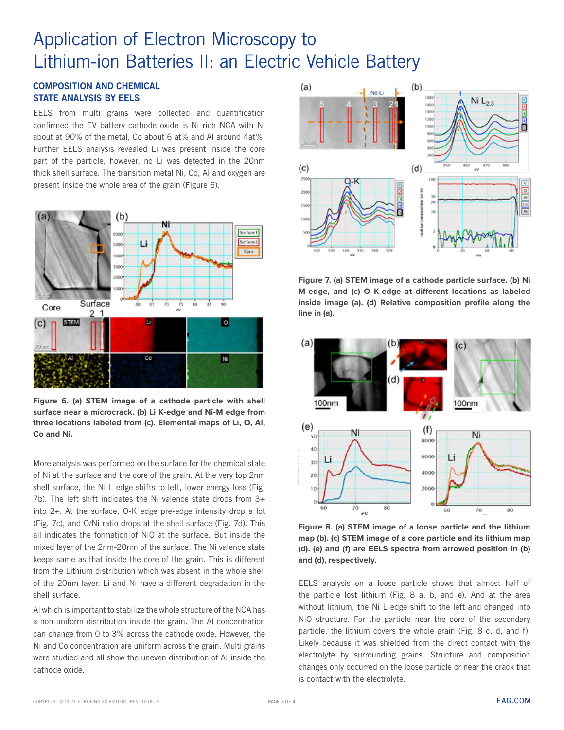# Application of Electron Microscopy to Lithium-ion Batteries II: an Electric Vehicle Battery

## COMPOSITION AND CHEMICAL STATE ANALYSIS BY EELS

EELS from multi grains were collected and quantification confirmed the EV battery cathode oxide is Ni rich NCA with Ni about at 90% of the metal, Co about 6 at% and Al around 4at%. Further EELS analysis revealed Li was present inside the core part of the particle, however, no Li was detected in the 20nm thick shell surface. The transition metal Ni, Co, Al and oxygen are present inside the whole area of the grain (Figure 6).

**Figure 6. (a) STEM image of a cathode particle with shell surface near a microcrack. (b) Li K-edge and Ni-M edge from three locations labeled from (c). Elemental maps of Li, O, Al, Co and Ni.**

More analysis was performed on the surface for the chemical state of Ni at the surface and the core of the grain. At the very top 2nm shell surface, the Ni L edge shifts to left, lower energy loss (Fig. 7b). The left shift indicates the Ni valence state drops from 3+ into 2+. At the surface, O-K edge pre-edge intensity drop a lot (Fig. 7c), and O/Ni ratio drops at the shell surface (Fig. 7d). This all indicates the formation of NiO at the surface. But inside the mixed layer of the 2nm-20nm of the surface, The Ni valence state keeps same as that inside the core of the grain. This is different from the Lithium distribution which was absent in the whole shell of the 20nm layer. Li and Ni have a different degradation in the shell surface.

Al which is important to stabilize the whole structure of the NCA has a non-uniform distribution inside the grain. The Al concentration can change from 0 to 3% across the cathode oxide. However, the Ni and Co concentration are uniform across the grain. Multi grains were studied and all show the uneven distribution of Al inside the cathode oxide.

**Figure 7. (a) STEM image of a cathode particle surface. (b) Ni M-edge, and (c) O K-edge at different locations as labeled inside image (a). (d) Relative composition profile along the line in (a).**

**Figure 8. (a) STEM image of a loose particle and the lithium map (b). (c) STEM image of a core particle and its lithium map (d). (e) and (f) are EELS spectra from arrowed position in (b) and (d), respectively.**

EELS analysis on a loose particle shows that almost half of the particle lost lithium (Fig. 8 a, b, and e). And at the area without lithium, the Ni L edge shift to the left and changed into NiO structure. For the particle near the core of the secondary particle, the lithium covers the whole grain (Fig. 8 c, d, and f). Likely because it was shielded from the direct contact with the electrolyte by surrounding grains. Structure and composition changes only occurred on the loose particle or near the crack that is contact with the electrolyte.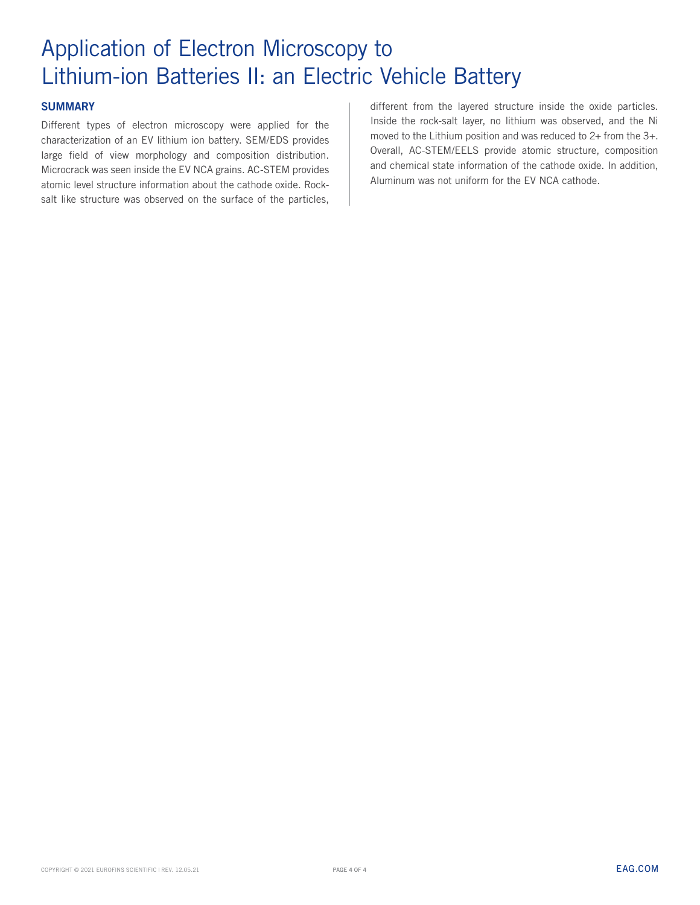# Application of Electron Microscopy to Lithium-ion Batteries II: an Electric Vehicle Battery

## SUMMARY

Different types of electron microscopy were applied for the characterization of an EV lithium ion battery. SEM/EDS provides large field of view morphology and composition distribution. Microcrack was seen inside the EV NCA grains. AC-STEM provides atomic level structure information about the cathode oxide. Rock-salt like structure was observed on the surface of the particles, different from the layered structure inside the oxide particles. Inside the rock-salt layer, no lithium was observed, and the Ni moved to the Lithium position and was reduced to 2+ from the 3+. Overall, AC-STEM/EELS provide atomic structure, composition and chemical state information of the cathode oxide. In addition, Aluminum was not uniform for the EV NCA cathode.